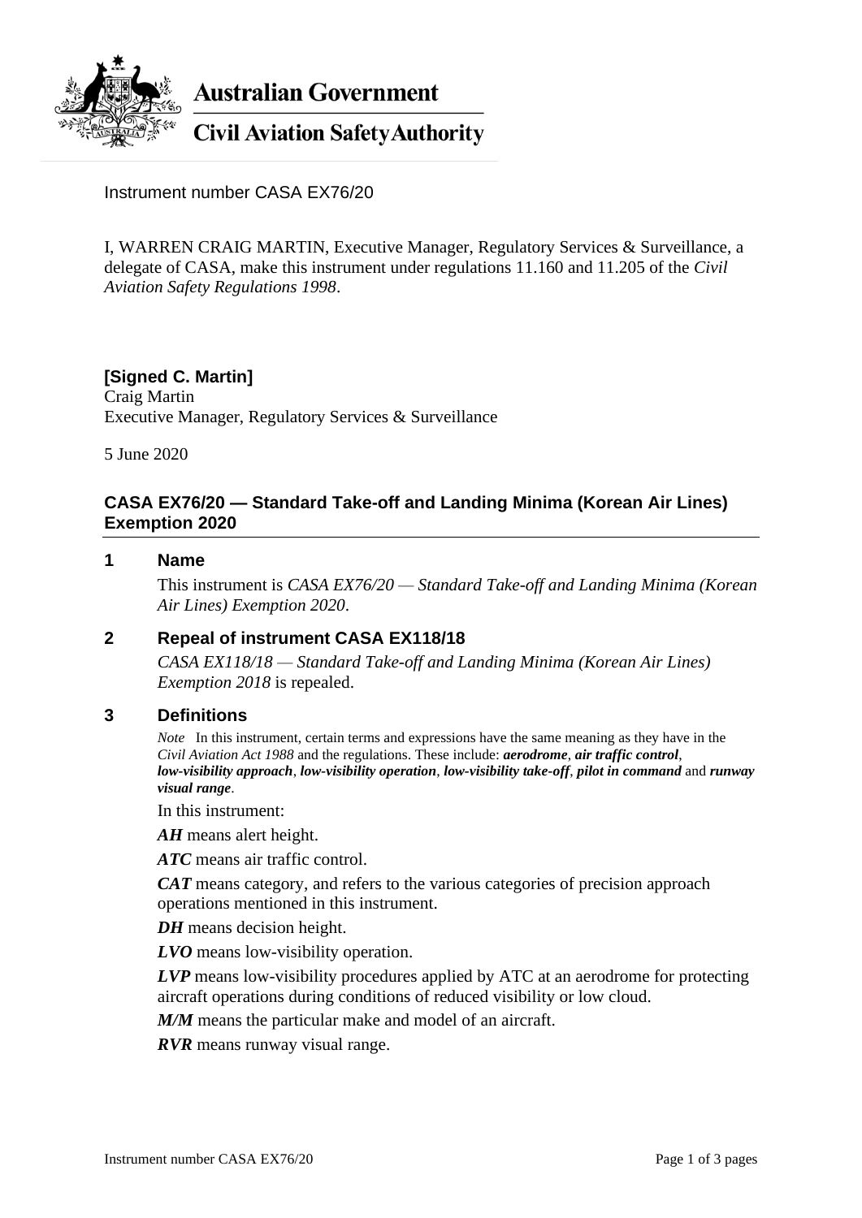Australian Government

Civil Aviation Safety Authority

Instrument number CASA EX76/20

I, WARREN CRAIG MARTIN, Executive Manager, Regulatory Services & Surveillance, a delegate of CASA, make this instrument under regulations 11.160 and 11.205 of the *Civil Aviation Safety Regulations 1998*.

**[Signed C. Martin]**
Craig Martin
Executive Manager, Regulatory Services & Surveillance

5 June 2020

## CASA EX76/20 — Standard Take-off and Landing Minima (Korean Air Lines) Exemption 2020

### 1 Name

This instrument is *CASA EX76/20 — Standard Take-off and Landing Minima (Korean Air Lines) Exemption 2020*.

### 2 Repeal of instrument CASA EX118/18

*CASA EX118/18 — Standard Take-off and Landing Minima (Korean Air Lines) Exemption 2018* is repealed.

### 3 Definitions

*Note* In this instrument, certain terms and expressions have the same meaning as they have in the *Civil Aviation Act 1988* and the regulations. These include: ***aerodrome***, ***air traffic control***, ***low-visibility approach***, ***low-visibility operation***, ***low-visibility take-off***, ***pilot in command*** and ***runway visual range***.

In this instrument:

***AH*** means alert height.

***ATC*** means air traffic control.

***CAT*** means category, and refers to the various categories of precision approach operations mentioned in this instrument.

***DH*** means decision height.

***LVO*** means low-visibility operation.

***LVP*** means low-visibility procedures applied by ATC at an aerodrome for protecting aircraft operations during conditions of reduced visibility or low cloud.

***M/M*** means the particular make and model of an aircraft.

***RVR*** means runway visual range.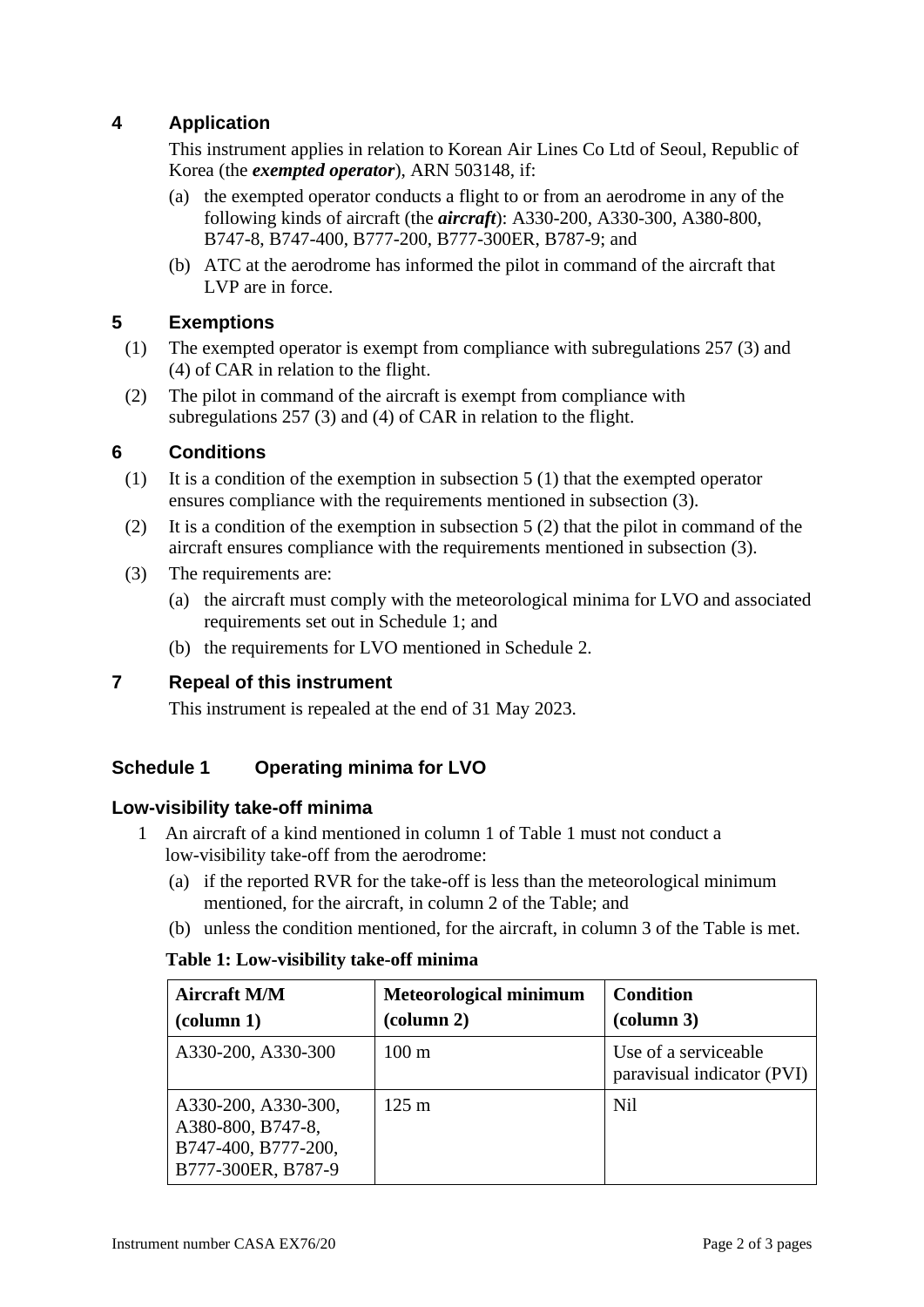## 4 Application

This instrument applies in relation to Korean Air Lines Co Ltd of Seoul, Republic of Korea (the ***exempted operator***), ARN 503148, if:

(a) the exempted operator conducts a flight to or from an aerodrome in any of the following kinds of aircraft (the ***aircraft***): A330-200, A330-300, A380-800, B747-8, B747-400, B777-200, B777-300ER, B787-9; and

(b) ATC at the aerodrome has informed the pilot in command of the aircraft that LVP are in force.

## 5 Exemptions

(1) The exempted operator is exempt from compliance with subregulations 257 (3) and (4) of CAR in relation to the flight.

(2) The pilot in command of the aircraft is exempt from compliance with subregulations 257 (3) and (4) of CAR in relation to the flight.

## 6 Conditions

(1) It is a condition of the exemption in subsection 5 (1) that the exempted operator ensures compliance with the requirements mentioned in subsection (3).

(2) It is a condition of the exemption in subsection 5 (2) that the pilot in command of the aircraft ensures compliance with the requirements mentioned in subsection (3).

(3) The requirements are:

(a) the aircraft must comply with the meteorological minima for LVO and associated requirements set out in Schedule 1; and

(b) the requirements for LVO mentioned in Schedule 2.

## 7 Repeal of this instrument

This instrument is repealed at the end of 31 May 2023.

## Schedule 1 Operating minima for LVO

### Low-visibility take-off minima

1 An aircraft of a kind mentioned in column 1 of Table 1 must not conduct a low-visibility take-off from the aerodrome:

(a) if the reported RVR for the take-off is less than the meteorological minimum mentioned, for the aircraft, in column 2 of the Table; and

(b) unless the condition mentioned, for the aircraft, in column 3 of the Table is met.

**Table 1: Low-visibility take-off minima**

| Aircraft M/M (column 1) | Meteorological minimum (column 2) | Condition (column 3) |
|---|---|---|
| A330-200, A330-300 | 100 m | Use of a serviceable paravisual indicator (PVI) |
| A330-200, A330-300, A380-800, B747-8, B747-400, B777-200, B777-300ER, B787-9 | 125 m | Nil |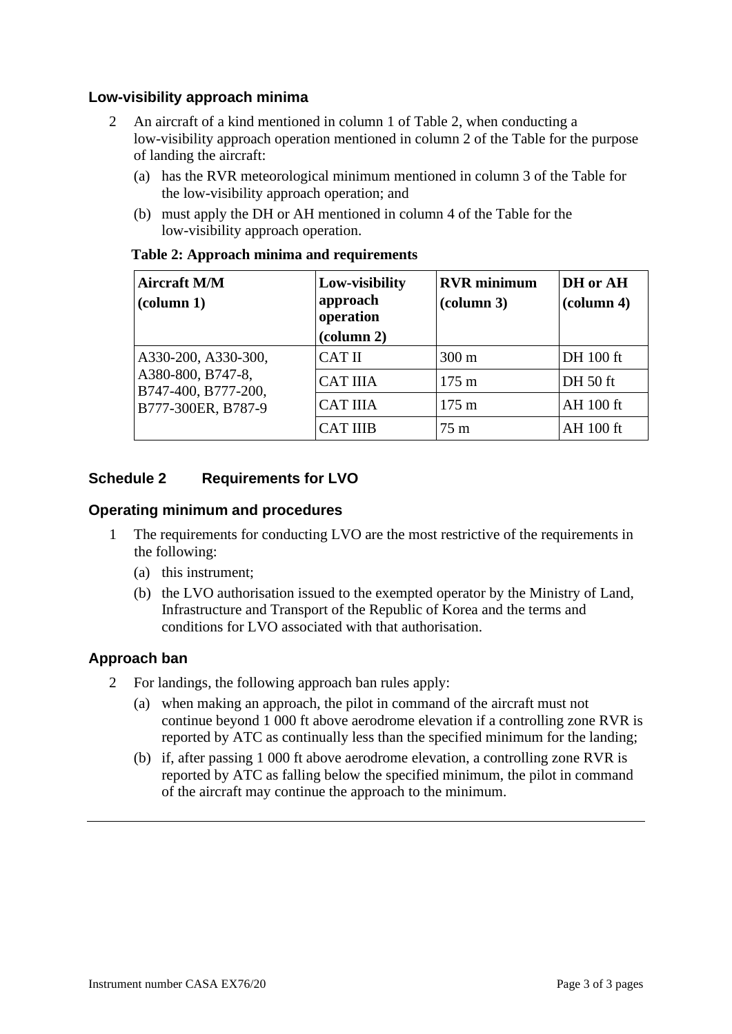### Low-visibility approach minima

2 An aircraft of a kind mentioned in column 1 of Table 2, when conducting a low-visibility approach operation mentioned in column 2 of the Table for the purpose of landing the aircraft:

(a) has the RVR meteorological minimum mentioned in column 3 of the Table for the low-visibility approach operation; and

(b) must apply the DH or AH mentioned in column 4 of the Table for the low-visibility approach operation.

**Table 2: Approach minima and requirements**

| Aircraft M/M (column 1) | Low-visibility approach operation (column 2) | RVR minimum (column 3) | DH or AH (column 4) |
|---|---|---|---|
| A330-200, A330-300, A380-800, B747-8, B747-400, B777-200, B777-300ER, B787-9 | CAT II | 300 m | DH 100 ft |
| | CAT IIIA | 175 m | DH 50 ft |
| | CAT IIIA | 175 m | AH 100 ft |
| | CAT IIIB | 75 m | AH 100 ft |

## Schedule 2 Requirements for LVO

### Operating minimum and procedures

1 The requirements for conducting LVO are the most restrictive of the requirements in the following:

(a) this instrument;

(b) the LVO authorisation issued to the exempted operator by the Ministry of Land, Infrastructure and Transport of the Republic of Korea and the terms and conditions for LVO associated with that authorisation.

### Approach ban

2 For landings, the following approach ban rules apply:

(a) when making an approach, the pilot in command of the aircraft must not continue beyond 1 000 ft above aerodrome elevation if a controlling zone RVR is reported by ATC as continually less than the specified minimum for the landing;

(b) if, after passing 1 000 ft above aerodrome elevation, a controlling zone RVR is reported by ATC as falling below the specified minimum, the pilot in command of the aircraft may continue the approach to the minimum.